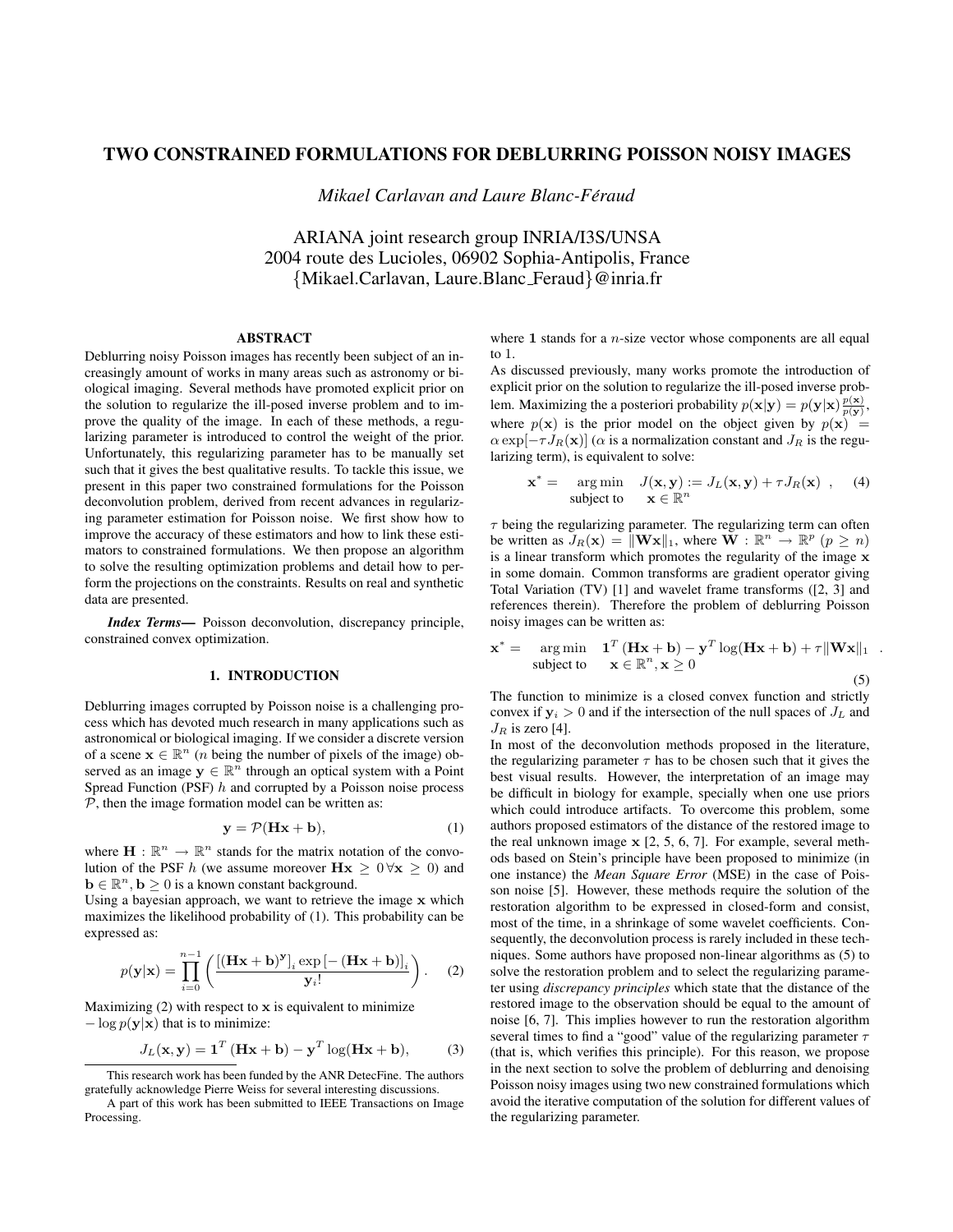# TWO CONSTRAINED FORMULATIONS FOR DEBLURRING POISSON NOISY IMAGES

*Mikael Carlavan and Laure Blanc-Féraud*

ARIANA joint research group INRIA/I3S/UNSA
2004 route des Lucioles, 06902 Sophia-Antipolis, France
{Mikael.Carlavan, Laure.Blanc_Feraud}@inria.fr

## ABSTRACT

Deblurring noisy Poisson images has recently been subject of an increasingly amount of works in many areas such as astronomy or biological imaging. Several methods have promoted explicit prior on the solution to regularize the ill-posed inverse problem and to improve the quality of the image. In each of these methods, a regularizing parameter is introduced to control the weight of the prior. Unfortunately, this regularizing parameter has to be manually set such that it gives the best qualitative results. To tackle this issue, we present in this paper two constrained formulations for the Poisson deconvolution problem, derived from recent advances in regularizing parameter estimation for Poisson noise. We first show how to improve the accuracy of these estimators and how to link these estimators to constrained formulations. We then propose an algorithm to solve the resulting optimization problems and detail how to perform the projections on the constraints. Results on real and synthetic data are presented.

***Index Terms*—** Poisson deconvolution, discrepancy principle, constrained convex optimization.

## 1. INTRODUCTION

Deblurring images corrupted by Poisson noise is a challenging process which has devoted much research in many applications such as astronomical or biological imaging. If we consider a discrete version of a scene $\mathbf{x} \in \mathbb{R}^n$ ($n$ being the number of pixels of the image) observed as an image $\mathbf{y} \in \mathbb{R}^n$ through an optical system with a Point Spread Function (PSF) $h$ and corrupted by a Poisson noise process $\mathcal{P}$, then the image formation model can be written as:

$$\mathbf{y} = \mathcal{P}(\mathbf{H}\mathbf{x} + \mathbf{b}), \tag{1}$$

where $\mathbf{H} : \mathbb{R}^n \to \mathbb{R}^n$ stands for the matrix notation of the convolution of the PSF $h$ (we assume moreover $\mathbf{H}\mathbf{x} \geq 0 \, \forall \mathbf{x} \geq 0$) and $\mathbf{b} \in \mathbb{R}^n, \mathbf{b} \geq 0$ is a known constant background.

Using a bayesian approach, we want to retrieve the image $\mathbf{x}$ which maximizes the likelihood probability of (1). This probability can be expressed as:

$$p(\mathbf{y}|\mathbf{x}) = \prod_{i=0}^{n-1} \left( \frac{\left[(\mathbf{H}\mathbf{x} + \mathbf{b})^{\mathbf{y}}\right]_i \exp\left[-(\mathbf{H}\mathbf{x} + \mathbf{b})\right]_i}{\mathbf{y}_i!} \right). \tag{2}$$

Maximizing (2) with respect to $\mathbf{x}$ is equivalent to minimize $-\log p(\mathbf{y}|\mathbf{x})$ that is to minimize:

$$J_L(\mathbf{x}, \mathbf{y}) = \mathbf{1}^T (\mathbf{H}\mathbf{x} + \mathbf{b}) - \mathbf{y}^T \log(\mathbf{H}\mathbf{x} + \mathbf{b}), \tag{3}$$

where $\mathbf{1}$ stands for a $n$-size vector whose components are all equal to 1.

As discussed previously, many works promote the introduction of explicit prior on the solution to regularize the ill-posed inverse problem. Maximizing the a posteriori probability $p(\mathbf{x}|\mathbf{y}) = p(\mathbf{y}|\mathbf{x})\frac{p(\mathbf{x})}{p(\mathbf{y})}$, where $p(\mathbf{x})$ is the prior model on the object given by $p(\mathbf{x}) = \alpha \exp[-\tau J_R(\mathbf{x})]$ ($\alpha$ is a normalization constant and $J_R$ is the regularizing term), is equivalent to solve:

$$\mathbf{x}^* = \begin{array}{ll} \arg\min & J(\mathbf{x}, \mathbf{y}) := J_L(\mathbf{x}, \mathbf{y}) + \tau J_R(\mathbf{x}) \\ \text{subject to} & \mathbf{x} \in \mathbb{R}^n \end{array} , \tag{4}$$

$\tau$ being the regularizing parameter. The regularizing term can often be written as $J_R(\mathbf{x}) = \|\mathbf{W}\mathbf{x}\|_1$, where $\mathbf{W} : \mathbb{R}^n \to \mathbb{R}^p$ ($p \geq n$) is a linear transform which promotes the regularity of the image $\mathbf{x}$ in some domain. Common transforms are gradient operator giving Total Variation (TV) [1] and wavelet frame transforms ([2, 3] and references therein). Therefore the problem of deblurring Poisson noisy images can be written as:

$$\mathbf{x}^* = \begin{array}{ll} \arg\min & \mathbf{1}^T (\mathbf{H}\mathbf{x} + \mathbf{b}) - \mathbf{y}^T \log(\mathbf{H}\mathbf{x} + \mathbf{b}) + \tau \|\mathbf{W}\mathbf{x}\|_1 \\ \text{subject to} & \mathbf{x} \in \mathbb{R}^n, \mathbf{x} \geq 0 \end{array} . \tag{5}$$

The function to minimize is a closed convex function and strictly convex if $\mathbf{y}_i > 0$ and if the intersection of the null spaces of $J_L$ and $J_R$ is zero [4].

In most of the deconvolution methods proposed in the literature, the regularizing parameter $\tau$ has to be chosen such that it gives the best visual results. However, the interpretation of an image may be difficult in biology for example, specially when one use priors which could introduce artifacts. To overcome this problem, some authors proposed estimators of the distance of the restored image to the real unknown image $\mathbf{x}$ [2, 5, 6, 7]. For example, several methods based on Stein's principle have been proposed to minimize (in one instance) the *Mean Square Error* (MSE) in the case of Poisson noise [5]. However, these methods require the solution of the restoration algorithm to be expressed in closed-form and consist, most of the time, in a shrinkage of some wavelet coefficients. Consequently, the deconvolution process is rarely included in these techniques. Some authors have proposed non-linear algorithms as (5) to solve the restoration problem and to select the regularizing parameter using *discrepancy principles* which state that the distance of the restored image to the observation should be equal to the amount of noise [6, 7]. This implies however to run the restoration algorithm several times to find a "good" value of the regularizing parameter $\tau$ (that is, which verifies this principle). For this reason, we propose in the next section to solve the problem of deblurring and denoising Poisson noisy images using two new constrained formulations which avoid the iterative computation of the solution for different values of the regularizing parameter.

This research work has been funded by the ANR DetecFine. The authors gratefully acknowledge Pierre Weiss for several interesting discussions.

A part of this work has been submitted to IEEE Transactions on Image Processing.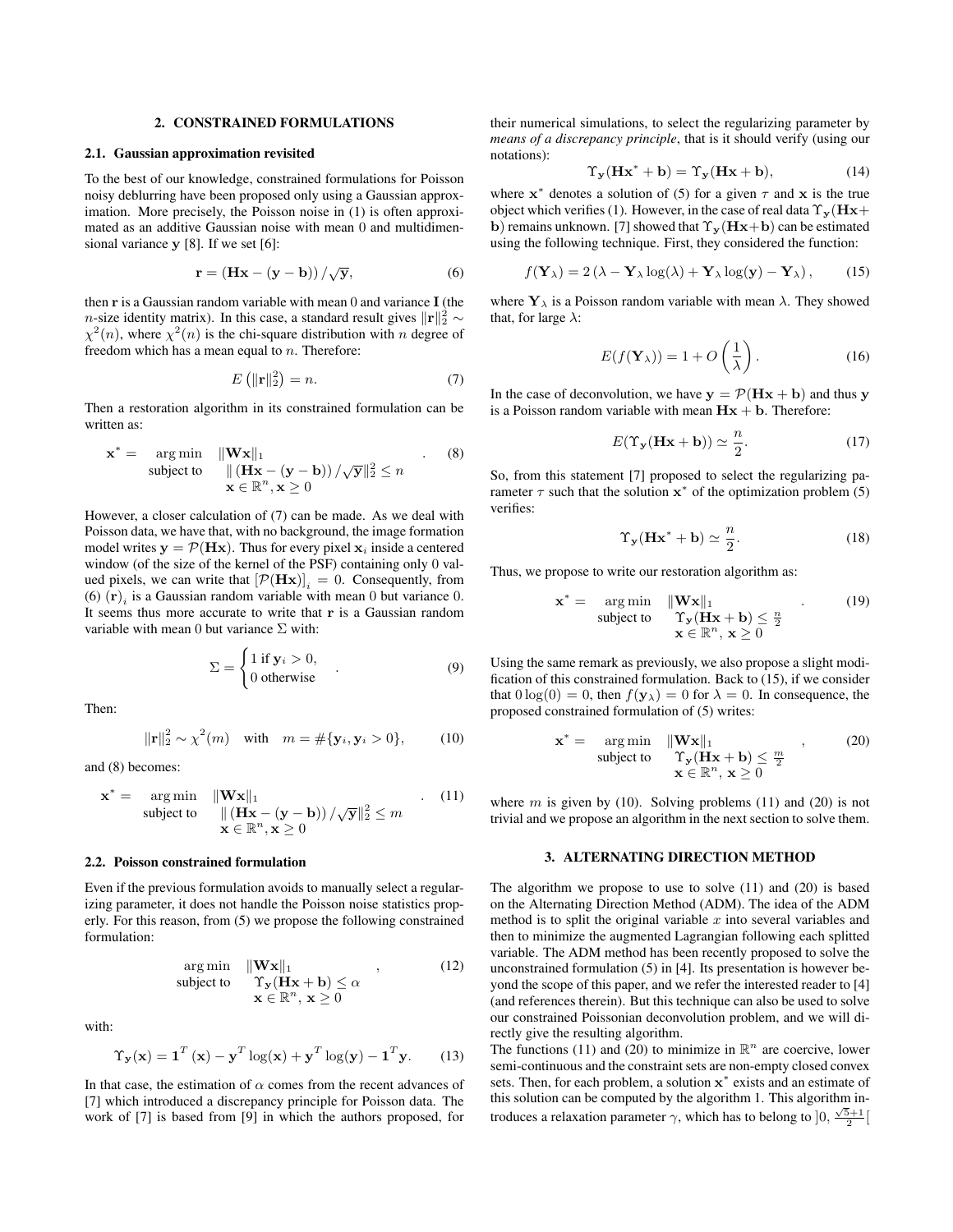## 2. CONSTRAINED FORMULATIONS

### 2.1. Gaussian approximation revisited

To the best of our knowledge, constrained formulations for Poisson noisy deblurring have been proposed only using a Gaussian approximation. More precisely, the Poisson noise in (1) is often approximated as an additive Gaussian noise with mean 0 and multidimensional variance $\mathbf{y}$ [8]. If we set [6]:

$$\mathbf{r} = \left(\mathbf{H}\mathbf{x} - (\mathbf{y} - \mathbf{b})\right)/\sqrt{\mathbf{y}}, \tag{6}$$

then $\mathbf{r}$ is a Gaussian random variable with mean 0 and variance $\mathbf{I}$ (the $n$-size identity matrix). In this case, a standard result gives $\|\mathbf{r}\|_2^2 \sim \chi^2(n)$, where $\chi^2(n)$ is the chi-square distribution with $n$ degree of freedom which has a mean equal to $n$. Therefore:

$$E\left(\|\mathbf{r}\|_2^2\right) = n. \tag{7}$$

Then a restoration algorithm in its constrained formulation can be written as:

$$\mathbf{x}^* = \begin{array}{ll} \arg\min & \|\mathbf{W}\mathbf{x}\|_1 \\ \text{subject to} & \|\left(\mathbf{H}\mathbf{x} - (\mathbf{y} - \mathbf{b})\right)/\sqrt{\mathbf{y}}\|_2^2 \leq n \\ & \mathbf{x} \in \mathbb{R}^n, \mathbf{x} \geq 0 \end{array} . \tag{8}$$

However, a closer calculation of (7) can be made. As we deal with Poisson data, we have that, with no background, the image formation model writes $\mathbf{y} = \mathcal{P}(\mathbf{H}\mathbf{x})$. Thus for every pixel $\mathbf{x}_i$ inside a centered window (of the size of the kernel of the PSF) containing only 0 valued pixels, we can write that $[\mathcal{P}(\mathbf{H}\mathbf{x})]_i = 0$. Consequently, from (6) $(\mathbf{r})_i$ is a Gaussian random variable with mean 0 but variance 0. It seems thus more accurate to write that $\mathbf{r}$ is a Gaussian random variable with mean 0 but variance $\Sigma$ with:

$$\Sigma = \begin{cases} 1 \text{ if } \mathbf{y}_i > 0, \\ 0 \text{ otherwise} \end{cases} . \tag{9}$$

Then:

$$\|\mathbf{r}\|_2^2 \sim \chi^2(m) \quad \text{with} \quad m = \#\{\mathbf{y}_i, \mathbf{y}_i > 0\}, \tag{10}$$

and (8) becomes:

$$\mathbf{x}^* = \begin{array}{ll} \arg\min & \|\mathbf{W}\mathbf{x}\|_1 \\ \text{subject to} & \|\left(\mathbf{H}\mathbf{x} - (\mathbf{y} - \mathbf{b})\right)/\sqrt{\mathbf{y}}\|_2^2 \leq m \\ & \mathbf{x} \in \mathbb{R}^n, \mathbf{x} \geq 0 \end{array} . \tag{11}$$

### 2.2. Poisson constrained formulation

Even if the previous formulation avoids to manually select a regularizing parameter, it does not handle the Poisson noise statistics properly. For this reason, from (5) we propose the following constrained formulation:

$$\begin{array}{ll} \arg\min & \|\mathbf{W}\mathbf{x}\|_1 \\ \text{subject to} & \Upsilon_{\mathbf{y}}(\mathbf{H}\mathbf{x} + \mathbf{b}) \leq \alpha \\ & \mathbf{x} \in \mathbb{R}^n, \mathbf{x} \geq 0 \end{array} , \tag{12}$$

with:

$$\Upsilon_{\mathbf{y}}(\mathbf{x}) = \mathbf{1}^T(\mathbf{x}) - \mathbf{y}^T \log(\mathbf{x}) + \mathbf{y}^T \log(\mathbf{y}) - \mathbf{1}^T \mathbf{y}. \tag{13}$$

In that case, the estimation of $\alpha$ comes from the recent advances of [7] which introduced a discrepancy principle for Poisson data. The work of [7] is based from [9] in which the authors proposed, for their numerical simulations, to select the regularizing parameter by *means of a discrepancy principle*, that is it should verify (using our notations):

$$\Upsilon_{\mathbf{y}}(\mathbf{H}\mathbf{x}^* + \mathbf{b}) = \Upsilon_{\mathbf{y}}(\mathbf{H}\mathbf{x} + \mathbf{b}), \tag{14}$$

where $\mathbf{x}^*$ denotes a solution of (5) for a given $\tau$ and $\mathbf{x}$ is the true object which verifies (1). However, in the case of real data $\Upsilon_{\mathbf{y}}(\mathbf{H}\mathbf{x}+\mathbf{b})$ remains unknown. [7] showed that $\Upsilon_{\mathbf{y}}(\mathbf{H}\mathbf{x}+\mathbf{b})$ can be estimated using the following technique. First, they considered the function:

$$f(\mathbf{Y}_\lambda) = 2\left(\lambda - \mathbf{Y}_\lambda \log(\lambda) + \mathbf{Y}_\lambda \log(\mathbf{y}) - \mathbf{Y}_\lambda\right), \tag{15}$$

where $\mathbf{Y}_\lambda$ is a Poisson random variable with mean $\lambda$. They showed that, for large $\lambda$:

$$E(f(\mathbf{Y}_\lambda)) = 1 + O\left(\frac{1}{\lambda}\right). \tag{16}$$

In the case of deconvolution, we have $\mathbf{y} = \mathcal{P}(\mathbf{H}\mathbf{x} + \mathbf{b})$ and thus $\mathbf{y}$ is a Poisson random variable with mean $\mathbf{H}\mathbf{x} + \mathbf{b}$. Therefore:

$$E(\Upsilon_{\mathbf{y}}(\mathbf{H}\mathbf{x} + \mathbf{b})) \simeq \frac{n}{2}. \tag{17}$$

So, from this statement [7] proposed to select the regularizing parameter $\tau$ such that the solution $\mathbf{x}^*$ of the optimization problem (5) verifies:

$$\Upsilon_{\mathbf{y}}(\mathbf{H}\mathbf{x}^* + \mathbf{b}) \simeq \frac{n}{2}. \tag{18}$$

Thus, we propose to write our restoration algorithm as:

$$\mathbf{x}^* = \begin{array}{ll} \arg\min & \|\mathbf{W}\mathbf{x}\|_1 \\ \text{subject to} & \Upsilon_{\mathbf{y}}(\mathbf{H}\mathbf{x} + \mathbf{b}) \leq \frac{n}{2} \\ & \mathbf{x} \in \mathbb{R}^n, \mathbf{x} \geq 0 \end{array} . \tag{19}$$

Using the same remark as previously, we also propose a slight modification of this constrained formulation. Back to (15), if we consider that $0\log(0) = 0$, then $f(\mathbf{y}_\lambda) = 0$ for $\lambda = 0$. In consequence, the proposed constrained formulation of (5) writes:

$$\mathbf{x}^* = \begin{array}{ll} \arg\min & \|\mathbf{W}\mathbf{x}\|_1 \\ \text{subject to} & \Upsilon_{\mathbf{y}}(\mathbf{H}\mathbf{x} + \mathbf{b}) \leq \frac{m}{2} \\ & \mathbf{x} \in \mathbb{R}^n, \mathbf{x} \geq 0 \end{array} , \tag{20}$$

where $m$ is given by (10). Solving problems (11) and (20) is not trivial and we propose an algorithm in the next section to solve them.

## 3. ALTERNATING DIRECTION METHOD

The algorithm we propose to use to solve (11) and (20) is based on the Alternating Direction Method (ADM). The idea of the ADM method is to split the original variable $x$ into several variables and then to minimize the augmented Lagrangian following each splitted variable. The ADM method has been recently proposed to solve the unconstrained formulation (5) in [4]. Its presentation is however beyond the scope of this paper, and we refer the interested reader to [4] (and references therein). But this technique can also be used to solve our constrained Poissonian deconvolution problem, and we will directly give the resulting algorithm.

The functions (11) and (20) to minimize in $\mathbb{R}^n$ are coercive, lower semi-continuous and the constraint sets are non-empty closed convex sets. Then, for each problem, a solution $\mathbf{x}^*$ exists and an estimate of this solution can be computed by the algorithm 1. This algorithm introduces a relaxation parameter $\gamma$, which has to belong to $]0, \frac{\sqrt{5}+1}{2}[$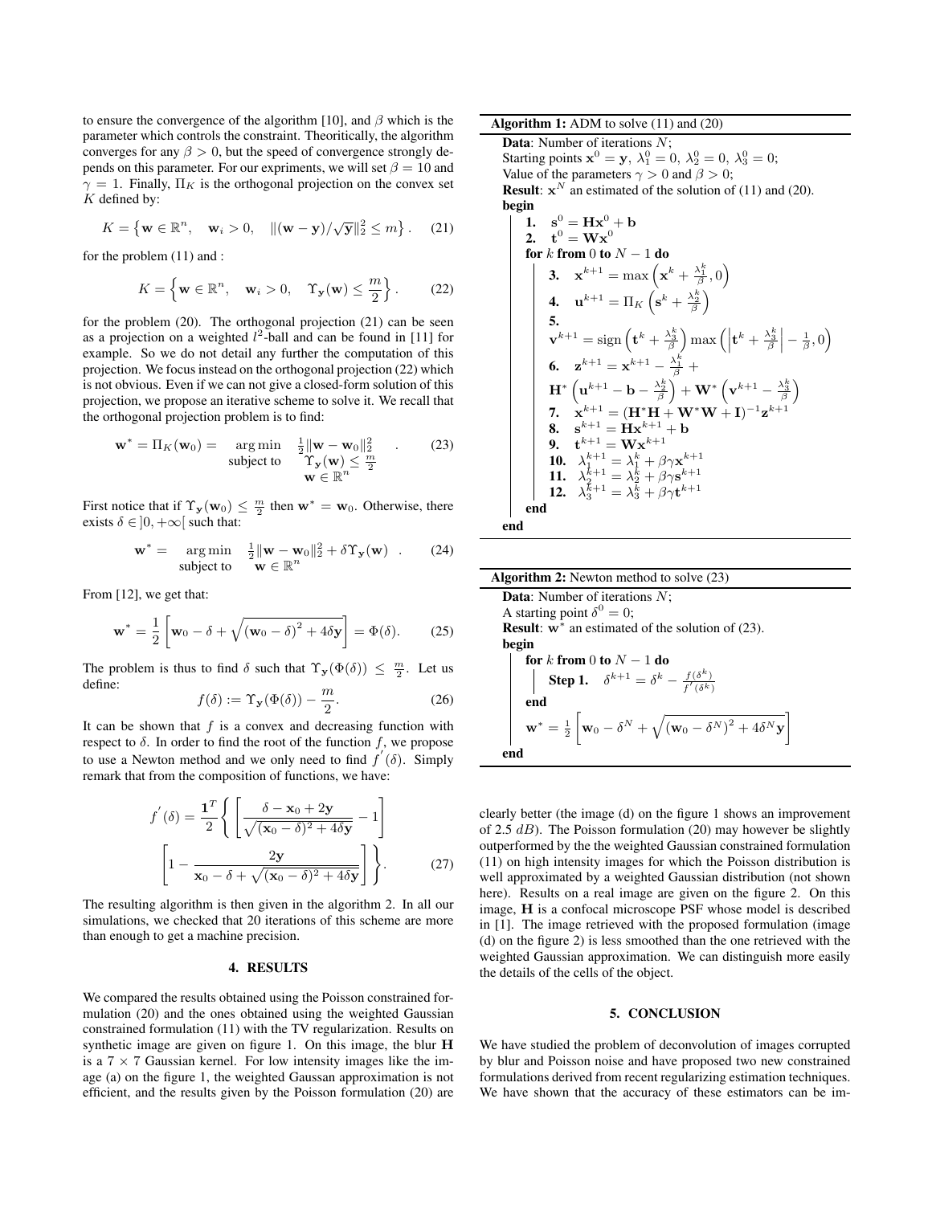to ensure the convergence of the algorithm [10], and $\beta$ which is the parameter which controls the constraint. Theoritically, the algorithm converges for any $\beta > 0$, but the speed of convergence strongly depends on this parameter. For our expriments, we will set $\beta = 10$ and $\gamma = 1$. Finally, $\Pi_K$ is the orthogonal projection on the convex set $K$ defined by:

$$K = \left\{ \mathbf{w} \in \mathbb{R}^n, \quad \mathbf{w}_i > 0, \quad \|(\mathbf{w} - \mathbf{y})/\sqrt{\mathbf{y}}\|_2^2 \leq m \right\}. \quad (21)$$

for the problem (11) and :

$$K = \left\{ \mathbf{w} \in \mathbb{R}^n, \quad \mathbf{w}_i > 0, \quad \Upsilon_{\mathbf{y}}(\mathbf{w}) \leq \frac{m}{2} \right\}. \quad (22)$$

for the problem (20). The orthogonal projection (21) can be seen as a projection on a weighted $l^2$-ball and can be found in [11] for example. So we do not detail any further the computation of this projection. We focus instead on the orthogonal projection (22) which is not obvious. Even if we can not give a closed-form solution of this projection, we propose an iterative scheme to solve it. We recall that the orthogonal projection problem is to find:

$$\mathbf{w}^* = \Pi_K(\mathbf{w}_0) = \begin{array}{ll} \arg\min & \frac{1}{2}\|\mathbf{w} - \mathbf{w}_0\|_2^2 \\ \text{subject to} & \Upsilon_{\mathbf{y}}(\mathbf{w}) \leq \frac{m}{2} \\ & \mathbf{w} \in \mathbb{R}^n \end{array} . \quad (23)$$

First notice that if $\Upsilon_{\mathbf{y}}(\mathbf{w}_0) \leq \frac{m}{2}$ then $\mathbf{w}^* = \mathbf{w}_0$. Otherwise, there exists $\delta \in ]0, +\infty[$ such that:

$$\mathbf{w}^* = \begin{array}{ll} \arg\min & \frac{1}{2}\|\mathbf{w} - \mathbf{w}_0\|_2^2 + \delta \Upsilon_{\mathbf{y}}(\mathbf{w}) \\ \text{subject to} & \mathbf{w} \in \mathbb{R}^n \end{array} . \quad (24)$$

From [12], we get that:

$$\mathbf{w}^* = \frac{1}{2}\left[\mathbf{w}_0 - \delta + \sqrt{\left(\mathbf{w}_0 - \delta\right)^2 + 4\delta\mathbf{y}}\right] = \Phi(\delta). \quad (25)$$

The problem is thus to find $\delta$ such that $\Upsilon_{\mathbf{y}}(\Phi(\delta)) \leq \frac{m}{2}$. Let us define:

$$f(\delta) := \Upsilon_{\mathbf{y}}(\Phi(\delta)) - \frac{m}{2}. \quad (26)$$

It can be shown that $f$ is a convex and decreasing function with respect to $\delta$. In order to find the root of the function $f$, we propose to use a Newton method and we only need to find $f^{'}(\delta)$. Simply remark that from the composition of functions, we have:

$$f^{'}(\delta) = \frac{\mathbf{1}^T}{2}\left\{\left[\frac{\delta - \mathbf{x}_0 + 2\mathbf{y}}{\sqrt{(\mathbf{x}_0 - \delta)^2 + 4\delta\mathbf{y}}} - 1\right]\right.$$
$$\left.\left[1 - \frac{2\mathbf{y}}{\mathbf{x}_0 - \delta + \sqrt{(\mathbf{x}_0 - \delta)^2 + 4\delta\mathbf{y}}}\right]\right\}. \quad (27)$$

The resulting algorithm is then given in the algorithm 2. In all our simulations, we checked that 20 iterations of this scheme are more than enough to get a machine precision.

**Algorithm 1:** ADM to solve (11) and (20)

**Data**: Number of iterations $N$;
Starting points $\mathbf{x}^0 = \mathbf{y}$, $\lambda_1^0 = 0$, $\lambda_2^0 = 0$, $\lambda_3^0 = 0$;
Value of the parameters $\gamma > 0$ and $\beta > 0$;
**Result**: $\mathbf{x}^N$ an estimated of the solution of (11) and (20).
**begin**
  **1.** $\mathbf{s}^0 = \mathbf{H}\mathbf{x}^0 + \mathbf{b}$
  **2.** $\mathbf{t}^0 = \mathbf{W}\mathbf{x}^0$
  **for** $k$ **from** $0$ **to** $N-1$ **do**
    **3.** $\mathbf{x}^{k+1} = \max\left(\mathbf{x}^k + \frac{\lambda_1^k}{\beta}, 0\right)$
    **4.** $\mathbf{u}^{k+1} = \Pi_K\left(\mathbf{s}^k + \frac{\lambda_2^k}{\beta}\right)$
    **5.** $\mathbf{v}^{k+1} = \text{sign}\left(\mathbf{t}^k + \frac{\lambda_3^k}{\beta}\right)\max\left(\left|\mathbf{t}^k + \frac{\lambda_3^k}{\beta}\right| - \frac{1}{\beta}, 0\right)$
    **6.** $\mathbf{z}^{k+1} = \mathbf{x}^{k+1} - \frac{\lambda_1^k}{\beta} + \mathbf{H}^*\left(\mathbf{u}^{k+1} - \mathbf{b} - \frac{\lambda_2^k}{\beta}\right) + \mathbf{W}^*\left(\mathbf{v}^{k+1} - \frac{\lambda_3^k}{\beta}\right)$
    **7.** $\mathbf{x}^{k+1} = (\mathbf{H}^*\mathbf{H} + \mathbf{W}^*\mathbf{W} + \mathbf{I})^{-1}\mathbf{z}^{k+1}$
    **8.** $\mathbf{s}^{k+1} = \mathbf{H}\mathbf{x}^{k+1} + \mathbf{b}$
    **9.** $\mathbf{t}^{k+1} = \mathbf{W}\mathbf{x}^{k+1}$
    **10.** $\lambda_1^{k+1} = \lambda_1^k + \beta\gamma\mathbf{x}^{k+1}$
    **11.** $\lambda_2^{k+1} = \lambda_2^k + \beta\gamma\mathbf{s}^{k+1}$
    **12.** $\lambda_3^{k+1} = \lambda_3^k + \beta\gamma\mathbf{t}^{k+1}$
  **end**
**end**

**Algorithm 2:** Newton method to solve (23)

**Data**: Number of iterations $N$;
A starting point $\delta^0 = 0$;
**Result**: $\mathbf{w}^*$ an estimated of the solution of (23).
**begin**
  **for** $k$ **from** $0$ **to** $N-1$ **do**
    **Step 1.** $\delta^{k+1} = \delta^k - \frac{f(\delta^k)}{f^{'}(\delta^k)}$
  **end**
  $\mathbf{w}^* = \frac{1}{2}\left[\mathbf{w}_0 - \delta^N + \sqrt{\left(\mathbf{w}_0 - \delta^N\right)^2 + 4\delta^N\mathbf{y}}\right]$
**end**

## 4. RESULTS

We compared the results obtained using the Poisson constrained formulation (20) and the ones obtained using the weighted Gaussian constrained formulation (11) with the TV regularization. Results on synthetic image are given on figure 1. On this image, the blur $\mathbf{H}$ is a $7 \times 7$ Gaussian kernel. For low intensity images like the image (a) on the figure 1, the weighted Gaussan approximation is not efficient, and the results given by the Poisson formulation (20) are clearly better (the image (d) on the figure 1 shows an improvement of 2.5 $dB$). The Poisson formulation (20) may however be slightly outperformed by the the weighted Gaussian constrained formulation (11) on high intensity images for which the Poisson distribution is well approximated by a weighted Gaussian distribution (not shown here). Results on a real image are given on the figure 2. On this image, $\mathbf{H}$ is a confocal microscope PSF whose model is described in [1]. The image retrieved with the proposed formulation (image (d) on the figure 2) is less smoothed than the one retrieved with the weighted Gaussian approximation. We can distinguish more easily the details of the cells of the object.

## 5. CONCLUSION

We have studied the problem of deconvolution of images corrupted by blur and Poisson noise and have proposed two new constrained formulations derived from recent regularizing estimation techniques. We have shown that the accuracy of these estimators can be im-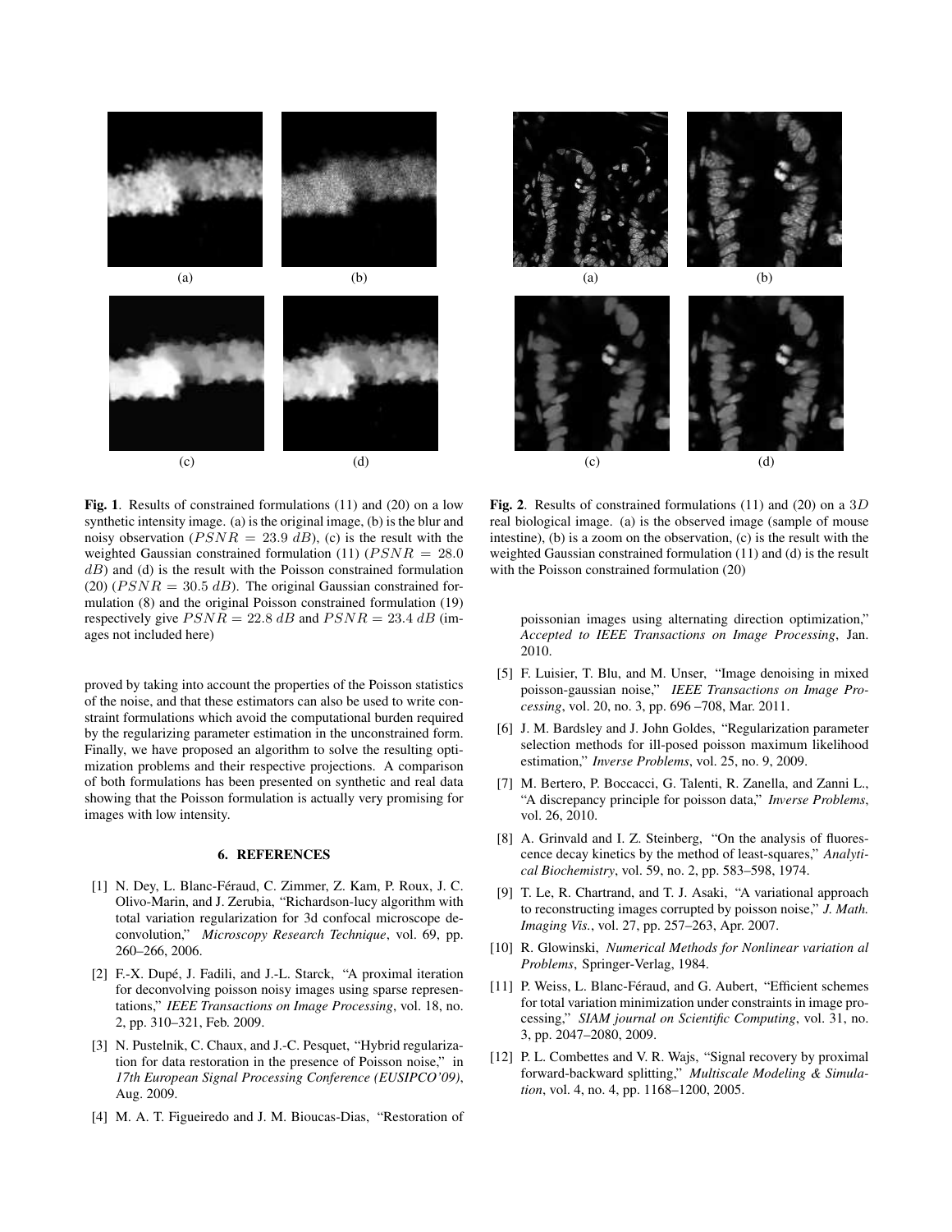(a) (b)

(c) (d)

**Fig. 1**. Results of constrained formulations (11) and (20) on a low synthetic intensity image. (a) is the original image, (b) is the blur and noisy observation ($PSNR = 23.9\ dB$), (c) is the result with the weighted Gaussian constrained formulation (11) ($PSNR = 28.0\ dB$) and (d) is the result with the Poisson constrained formulation (20) ($PSNR = 30.5\ dB$). The original Gaussian constrained formulation (8) and the original Poisson constrained formulation (19) respectively give $PSNR = 22.8\ dB$ and $PSNR = 23.4\ dB$ (images not included here)

(a) (b)

(c) (d)

**Fig. 2**. Results of constrained formulations (11) and (20) on a $3D$ real biological image. (a) is the observed image (sample of mouse intestine), (b) is a zoom on the observation, (c) is the result with the weighted Gaussian constrained formulation (11) and (d) is the result with the Poisson constrained formulation (20)

proved by taking into account the properties of the Poisson statistics of the noise, and that these estimators can also be used to write constraint formulations which avoid the computational burden required by the regularizing parameter estimation in the unconstrained form. Finally, we have proposed an algorithm to solve the resulting optimization problems and their respective projections. A comparison of both formulations has been presented on synthetic and real data showing that the Poisson formulation is actually very promising for images with low intensity.

## 6. REFERENCES

[1] N. Dey, L. Blanc-Féraud, C. Zimmer, Z. Kam, P. Roux, J. C. Olivo-Marin, and J. Zerubia, "Richardson-lucy algorithm with total variation regularization for 3d confocal microscope deconvolution," *Microscopy Research Technique*, vol. 69, pp. 260–266, 2006.

[2] F.-X. Dupé, J. Fadili, and J.-L. Starck, "A proximal iteration for deconvolving poisson noisy images using sparse representations," *IEEE Transactions on Image Processing*, vol. 18, no. 2, pp. 310–321, Feb. 2009.

[3] N. Pustelnik, C. Chaux, and J.-C. Pesquet, "Hybrid regularization for data restoration in the presence of Poisson noise," in *17th European Signal Processing Conference (EUSIPCO'09)*, Aug. 2009.

[4] M. A. T. Figueiredo and J. M. Bioucas-Dias, "Restoration of poissonian images using alternating direction optimization," *Accepted to IEEE Transactions on Image Processing*, Jan. 2010.

[5] F. Luisier, T. Blu, and M. Unser, "Image denoising in mixed poisson-gaussian noise," *IEEE Transactions on Image Processing*, vol. 20, no. 3, pp. 696 –708, Mar. 2011.

[6] J. M. Bardsley and J. John Goldes, "Regularization parameter selection methods for ill-posed poisson maximum likelihood estimation," *Inverse Problems*, vol. 25, no. 9, 2009.

[7] M. Bertero, P. Boccacci, G. Talenti, R. Zanella, and Zanni L., "A discrepancy principle for poisson data," *Inverse Problems*, vol. 26, 2010.

[8] A. Grinvald and I. Z. Steinberg, "On the analysis of fluorescence decay kinetics by the method of least-squares," *Analytical Biochemistry*, vol. 59, no. 2, pp. 583–598, 1974.

[9] T. Le, R. Chartrand, and T. J. Asaki, "A variational approach to reconstructing images corrupted by poisson noise," *J. Math. Imaging Vis.*, vol. 27, pp. 257–263, Apr. 2007.

[10] R. Glowinski, *Numerical Methods for Nonlinear variation al Problems*, Springer-Verlag, 1984.

[11] P. Weiss, L. Blanc-Féraud, and G. Aubert, "Efficient schemes for total variation minimization under constraints in image processing," *SIAM journal on Scientific Computing*, vol. 31, no. 3, pp. 2047–2080, 2009.

[12] P. L. Combettes and V. R. Wajs, "Signal recovery by proximal forward-backward splitting," *Multiscale Modeling & Simulation*, vol. 4, no. 4, pp. 1168–1200, 2005.